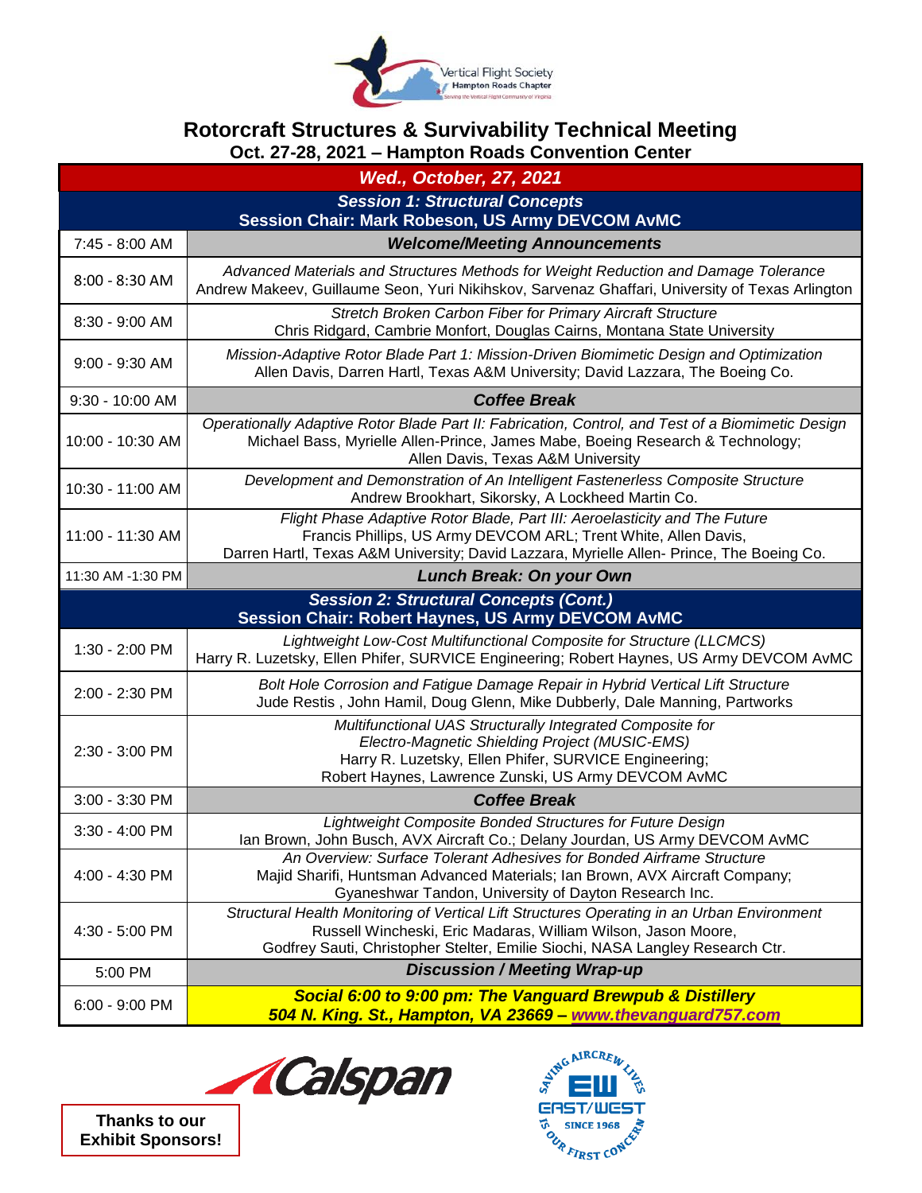Vertical Flight Society
Hampton Roads Chapter
Serving the Vertical Flight Community of Virginia

# Rotorcraft Structures & Survivability Technical Meeting

## Oct. 27-28, 2021 – Hampton Roads Convention Center

| Time | Event |
|---|---|
| | ***Wed., October, 27, 2021*** |
| | ***Session 1: Structural Concepts*** **Session Chair: Mark Robeson, US Army DEVCOM AvMC** |
| 7:45 - 8:00 AM | ***Welcome/Meeting Announcements*** |
| 8:00 - 8:30 AM | *Advanced Materials and Structures Methods for Weight Reduction and Damage Tolerance* Andrew Makeev, Guillaume Seon, Yuri Nikihskov, Sarvenaz Ghaffari, University of Texas Arlington |
| 8:30 - 9:00 AM | *Stretch Broken Carbon Fiber for Primary Aircraft Structure* Chris Ridgard, Cambrie Monfort, Douglas Cairns, Montana State University |
| 9:00 - 9:30 AM | *Mission-Adaptive Rotor Blade Part 1: Mission-Driven Biomimetic Design and Optimization* Allen Davis, Darren Hartl, Texas A&M University; David Lazzara, The Boeing Co. |
| 9:30 - 10:00 AM | ***Coffee Break*** |
| 10:00 - 10:30 AM | *Operationally Adaptive Rotor Blade Part II: Fabrication, Control, and Test of a Biomimetic Design* Michael Bass, Myrielle Allen-Prince, James Mabe, Boeing Research & Technology; Allen Davis, Texas A&M University |
| 10:30 - 11:00 AM | *Development and Demonstration of An Intelligent Fastenerless Composite Structure* Andrew Brookhart, Sikorsky, A Lockheed Martin Co. |
| 11:00 - 11:30 AM | *Flight Phase Adaptive Rotor Blade, Part III: Aeroelasticity and The Future* Francis Phillips, US Army DEVCOM ARL; Trent White, Allen Davis, Darren Hartl, Texas A&M University; David Lazzara, Myrielle Allen- Prince, The Boeing Co. |
| 11:30 AM -1:30 PM | ***Lunch Break: On your Own*** |
| | ***Session 2: Structural Concepts (Cont.)*** **Session Chair: Robert Haynes, US Army DEVCOM AvMC** |
| 1:30 - 2:00 PM | *Lightweight Low-Cost Multifunctional Composite for Structure (LLCMCS)* Harry R. Luzetsky, Ellen Phifer, SURVICE Engineering; Robert Haynes, US Army DEVCOM AvMC |
| 2:00 - 2:30 PM | *Bolt Hole Corrosion and Fatigue Damage Repair in Hybrid Vertical Lift Structure* Jude Restis , John Hamil, Doug Glenn, Mike Dubberly, Dale Manning, Partworks |
| 2:30 - 3:00 PM | *Multifunctional UAS Structurally Integrated Composite for Electro-Magnetic Shielding Project (MUSIC-EMS)* Harry R. Luzetsky, Ellen Phifer, SURVICE Engineering; Robert Haynes, Lawrence Zunski, US Army DEVCOM AvMC |
| 3:00 - 3:30 PM | ***Coffee Break*** |
| 3:30 - 4:00 PM | *Lightweight Composite Bonded Structures for Future Design* Ian Brown, John Busch, AVX Aircraft Co.; Delany Jourdan, US Army DEVCOM AvMC |
| 4:00 - 4:30 PM | *An Overview: Surface Tolerant Adhesives for Bonded Airframe Structure* Majid Sharifi, Huntsman Advanced Materials; Ian Brown, AVX Aircraft Company; Gyaneshwar Tandon, University of Dayton Research Inc. |
| 4:30 - 5:00 PM | *Structural Health Monitoring of Vertical Lift Structures Operating in an Urban Environment* Russell Wincheski, Eric Madaras, William Wilson, Jason Moore, Godfrey Sauti, Christopher Stelter, Emilie Siochi, NASA Langley Research Ctr. |
| 5:00 PM | ***Discussion / Meeting Wrap-up*** |
| 6:00 - 9:00 PM | ***Social 6:00 to 9:00 pm: The Vanguard Brewpub & Distillery*** ***504 N. King. St., Hampton, VA 23669 – www.thevanguard757.com*** |

**Thanks to our Exhibit Sponsors!**

Calspan

EAST/WEST — SAVING AIRCREW LIVES IS OUR FIRST CONCERN — SINCE 1968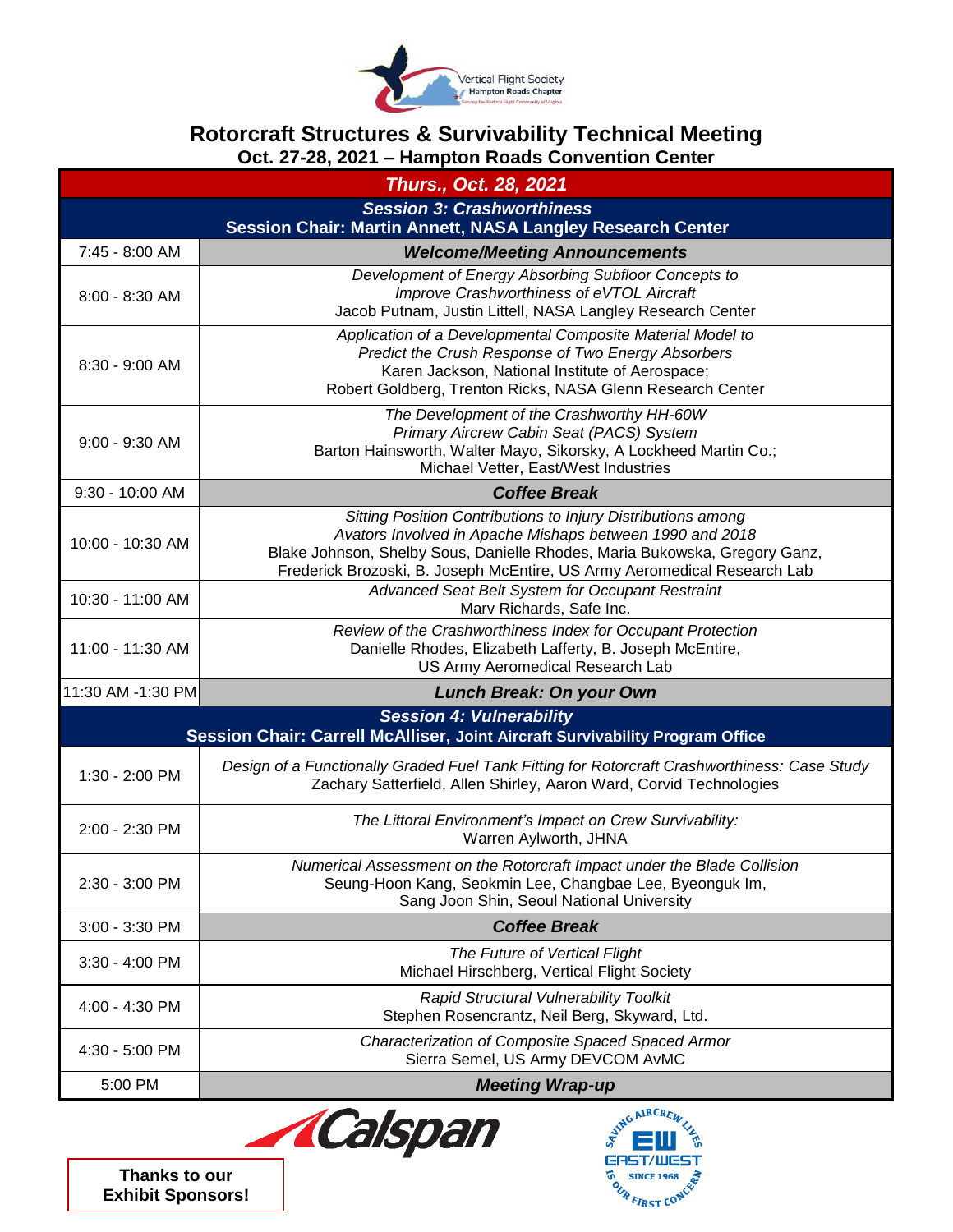Vertical Flight Society
Hampton Roads Chapter

# Rotorcraft Structures & Survivability Technical Meeting

**Oct. 27-28, 2021 – Hampton Roads Convention Center**

| | |
|---|---|
| | ***Thurs., Oct. 28, 2021*** |
| | ***Session 3: Crashworthiness*** **Session Chair: Martin Annett, NASA Langley Research Center** |
| 7:45 - 8:00 AM | ***Welcome/Meeting Announcements*** |
| 8:00 - 8:30 AM | *Development of Energy Absorbing Subfloor Concepts to Improve Crashworthiness of eVTOL Aircraft* Jacob Putnam, Justin Littell, NASA Langley Research Center |
| 8:30 - 9:00 AM | *Application of a Developmental Composite Material Model to Predict the Crush Response of Two Energy Absorbers* Karen Jackson, National Institute of Aerospace; Robert Goldberg, Trenton Ricks, NASA Glenn Research Center |
| 9:00 - 9:30 AM | *The Development of the Crashworthy HH-60W Primary Aircrew Cabin Seat (PACS) System* Barton Hainsworth, Walter Mayo, Sikorsky, A Lockheed Martin Co.; Michael Vetter, East/West Industries |
| 9:30 - 10:00 AM | ***Coffee Break*** |
| 10:00 - 10:30 AM | *Sitting Position Contributions to Injury Distributions among Avators Involved in Apache Mishaps between 1990 and 2018* Blake Johnson, Shelby Sous, Danielle Rhodes, Maria Bukowska, Gregory Ganz, Frederick Brozoski, B. Joseph McEntire, US Army Aeromedical Research Lab |
| 10:30 - 11:00 AM | *Advanced Seat Belt System for Occupant Restraint* Marv Richards, Safe Inc. |
| 11:00 - 11:30 AM | *Review of the Crashworthiness Index for Occupant Protection* Danielle Rhodes, Elizabeth Lafferty, B. Joseph McEntire, US Army Aeromedical Research Lab |
| 11:30 AM -1:30 PM | ***Lunch Break: On your Own*** |
| | ***Session 4: Vulnerability*** **Session Chair: Carrell McAlliser, Joint Aircraft Survivability Program Office** |
| 1:30 - 2:00 PM | *Design of a Functionally Graded Fuel Tank Fitting for Rotorcraft Crashworthiness: Case Study* Zachary Satterfield, Allen Shirley, Aaron Ward, Corvid Technologies |
| 2:00 - 2:30 PM | *The Littoral Environment's Impact on Crew Survivability:* Warren Aylworth, JHNA |
| 2:30 - 3:00 PM | *Numerical Assessment on the Rotorcraft Impact under the Blade Collision* Seung-Hoon Kang, Seokmin Lee, Changbae Lee, Byeonguk Im, Sang Joon Shin, Seoul National University |
| 3:00 - 3:30 PM | ***Coffee Break*** |
| 3:30 - 4:00 PM | *The Future of Vertical Flight* Michael Hirschberg, Vertical Flight Society |
| 4:00 - 4:30 PM | *Rapid Structural Vulnerability Toolkit* Stephen Rosencrantz, Neil Berg, Skyward, Ltd. |
| 4:30 - 5:00 PM | *Characterization of Composite Spaced Spaced Armor* Sierra Semel, US Army DEVCOM AvMC |
| 5:00 PM | ***Meeting Wrap-up*** |

**Thanks to our Exhibit Sponsors!**

Calspan

EAST/WEST — SAVING AIRCREW LIVES IS OUR FIRST CONCERN — SINCE 1968